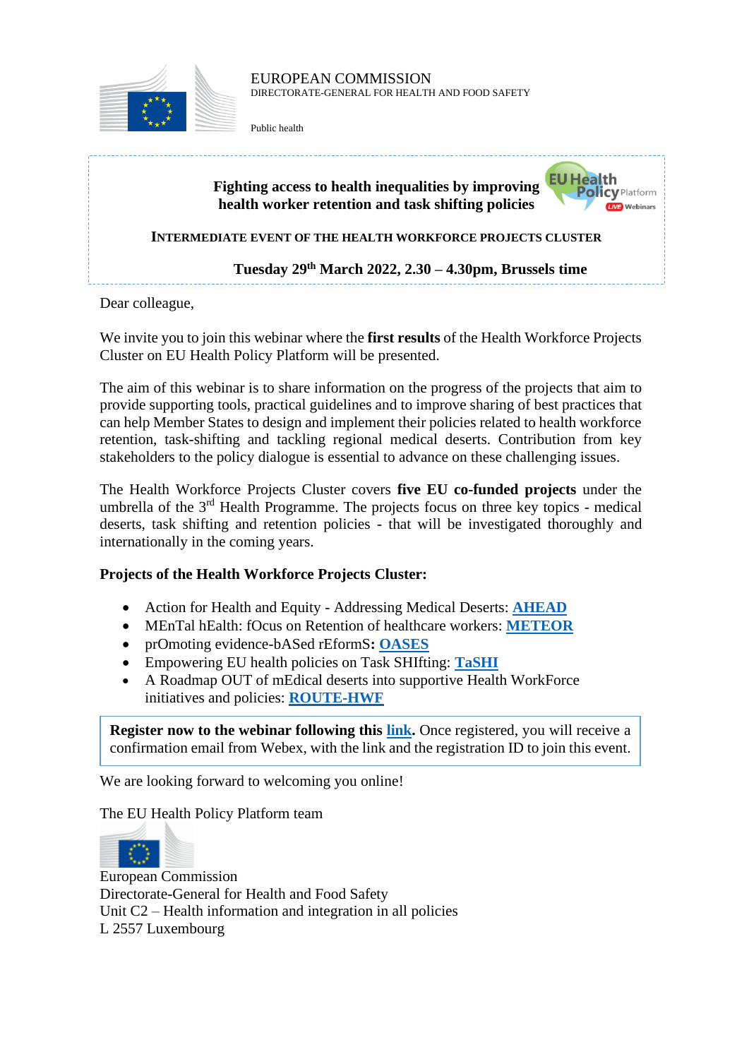EUROPEAN COMMISSION
DIRECTORATE-GENERAL FOR HEALTH AND FOOD SAFETY

Public health

**Fighting access to health inequalities by improving health worker retention and task shifting policies**

**INTERMEDIATE EVENT OF THE HEALTH WORKFORCE PROJECTS CLUSTER**

**Tuesday 29th March 2022, 2.30 – 4.30pm, Brussels time**

Dear colleague,

We invite you to join this webinar where the **first results** of the Health Workforce Projects Cluster on EU Health Policy Platform will be presented.

The aim of this webinar is to share information on the progress of the projects that aim to provide supporting tools, practical guidelines and to improve sharing of best practices that can help Member States to design and implement their policies related to health workforce retention, task-shifting and tackling regional medical deserts. Contribution from key stakeholders to the policy dialogue is essential to advance on these challenging issues.

The Health Workforce Projects Cluster covers **five EU co-funded projects** under the umbrella of the 3rd Health Programme. The projects focus on three key topics - medical deserts, task shifting and retention policies - that will be investigated thoroughly and internationally in the coming years.

**Projects of the Health Workforce Projects Cluster:**

- Action for Health and Equity - Addressing Medical Deserts: **AHEAD**
- MEnTal hEalth: fOcus on Retention of healthcare workers: **METEOR**
- prOmoting evidence-bASed rEformS**:** **OASES**
- Empowering EU health policies on Task SHIfting: **TaSHI**
- A Roadmap OUT of mEdical deserts into supportive Health WorkForce initiatives and policies: **ROUTE-HWF**

**Register now to the webinar following this link.** Once registered, you will receive a confirmation email from Webex, with the link and the registration ID to join this event.

We are looking forward to welcoming you online!

The EU Health Policy Platform team

European Commission
Directorate-General for Health and Food Safety
Unit C2 – Health information and integration in all policies
L 2557 Luxembourg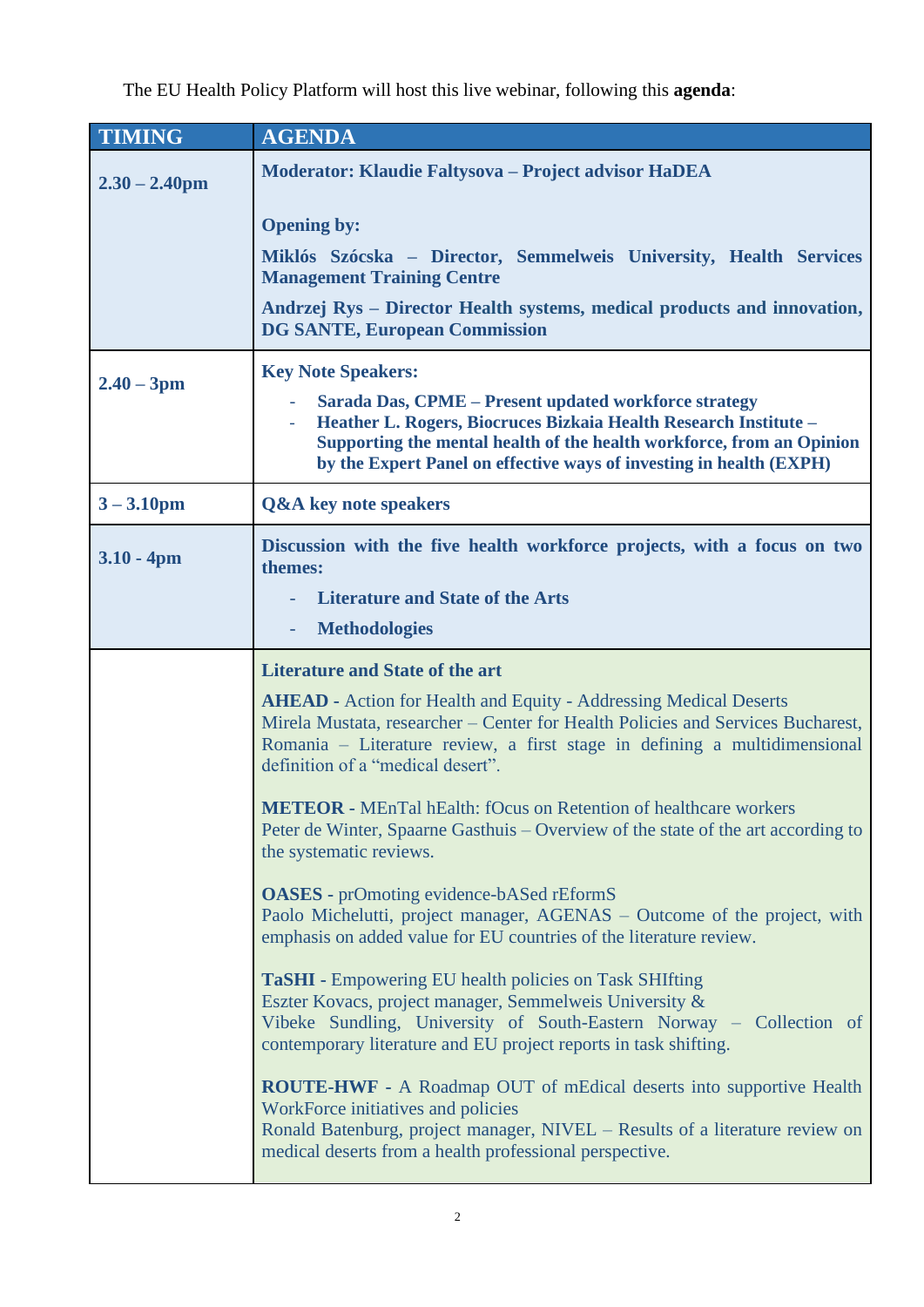The EU Health Policy Platform will host this live webinar, following this **agenda**:

| TIMING | AGENDA |
|---|---|
| **2.30 – 2.40pm** | **Moderator: Klaudie Faltysova – Project advisor HaDEA**<br><br>**Opening by:**<br>**Miklós Szócska – Director, Semmelweis University, Health Services Management Training Centre**<br>**Andrzej Rys – Director Health systems, medical products and innovation, DG SANTE, European Commission** |
| **2.40 – 3pm** | **Key Note Speakers:**<br>- **Sarada Das, CPME – Present updated workforce strategy**<br>- **Heather L. Rogers, Biocruces Bizkaia Health Research Institute – Supporting the mental health of the health workforce, from an Opinion by the Expert Panel on effective ways of investing in health (EXPH)** |
| **3 – 3.10pm** | **Q&A key note speakers** |
| **3.10 - 4pm** | **Discussion with the five health workforce projects, with a focus on two themes:**<br>- **Literature and State of the Arts**<br>- **Methodologies** |
| | **Literature and State of the art**<br><br>**AHEAD** - Action for Health and Equity - Addressing Medical Deserts<br>Mirela Mustata, researcher – Center for Health Policies and Services Bucharest, Romania – Literature review, a first stage in defining a multidimensional definition of a "medical desert".<br><br>**METEOR** - MEnTal hEalth: fOcus on Retention of healthcare workers<br>Peter de Winter, Spaarne Gasthuis – Overview of the state of the art according to the systematic reviews.<br><br>**OASES** - prOmoting evidence-bASed rEformS<br>Paolo Michelutti, project manager, AGENAS – Outcome of the project, with emphasis on added value for EU countries of the literature review.<br><br>**TaSHI** - Empowering EU health policies on Task SHIfting<br>Eszter Kovacs, project manager, Semmelweis University &<br>Vibeke Sundling, University of South-Eastern Norway – Collection of contemporary literature and EU project reports in task shifting.<br><br>**ROUTE-HWF** - A Roadmap OUT of mEdical deserts into supportive Health WorkForce initiatives and policies<br>Ronald Batenburg, project manager, NIVEL – Results of a literature review on medical deserts from a health professional perspective. |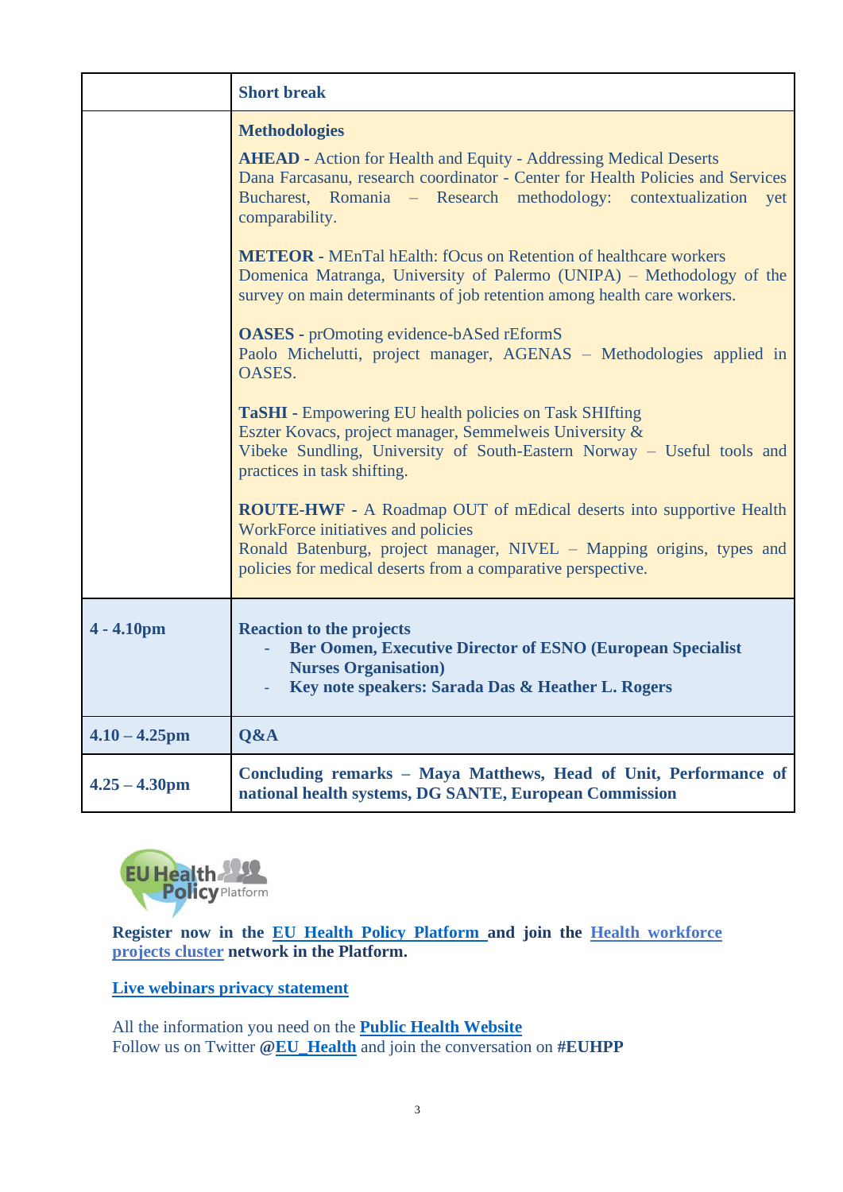| | |
|---|---|
| | **Short break** |
| | **Methodologies**<br><br>**AHEAD** - Action for Health and Equity - Addressing Medical Deserts<br>Dana Farcasanu, research coordinator - Center for Health Policies and Services Bucharest, Romania – Research methodology: contextualization yet comparability.<br><br>**METEOR** - MEnTal hEalth: fOcus on Retention of healthcare workers<br>Domenica Matranga, University of Palermo (UNIPA) – Methodology of the survey on main determinants of job retention among health care workers.<br><br>**OASES** - prOmoting evidence-bASed rEformS<br>Paolo Michelutti, project manager, AGENAS – Methodologies applied in OASES.<br><br>**TaSHI** - Empowering EU health policies on Task SHIfting<br>Eszter Kovacs, project manager, Semmelweis University &<br>Vibeke Sundling, University of South-Eastern Norway – Useful tools and practices in task shifting.<br><br>**ROUTE-HWF** - A Roadmap OUT of mEdical deserts into supportive Health WorkForce initiatives and policies<br>Ronald Batenburg, project manager, NIVEL – Mapping origins, types and policies for medical deserts from a comparative perspective. |
| **4 - 4.10pm** | **Reaction to the projects**<br>- **Ber Oomen, Executive Director of ESNO (European Specialist Nurses Organisation)**<br>- **Key note speakers: Sarada Das & Heather L. Rogers** |
| **4.10 – 4.25pm** | **Q&A** |
| **4.25 – 4.30pm** | **Concluding remarks – Maya Matthews, Head of Unit, Performance of national health systems, DG SANTE, European Commission** |

EU Health Policy Platform

**Register now in the [EU Health Policy Platform](#) and join the [Health workforce projects cluster](#) network in the Platform.**

**[Live webinars privacy statement](#)**

All the information you need on the **[Public Health Website](#)**
Follow us on Twitter **@[EU_Health](#)** and join the conversation on **#EUHPP**